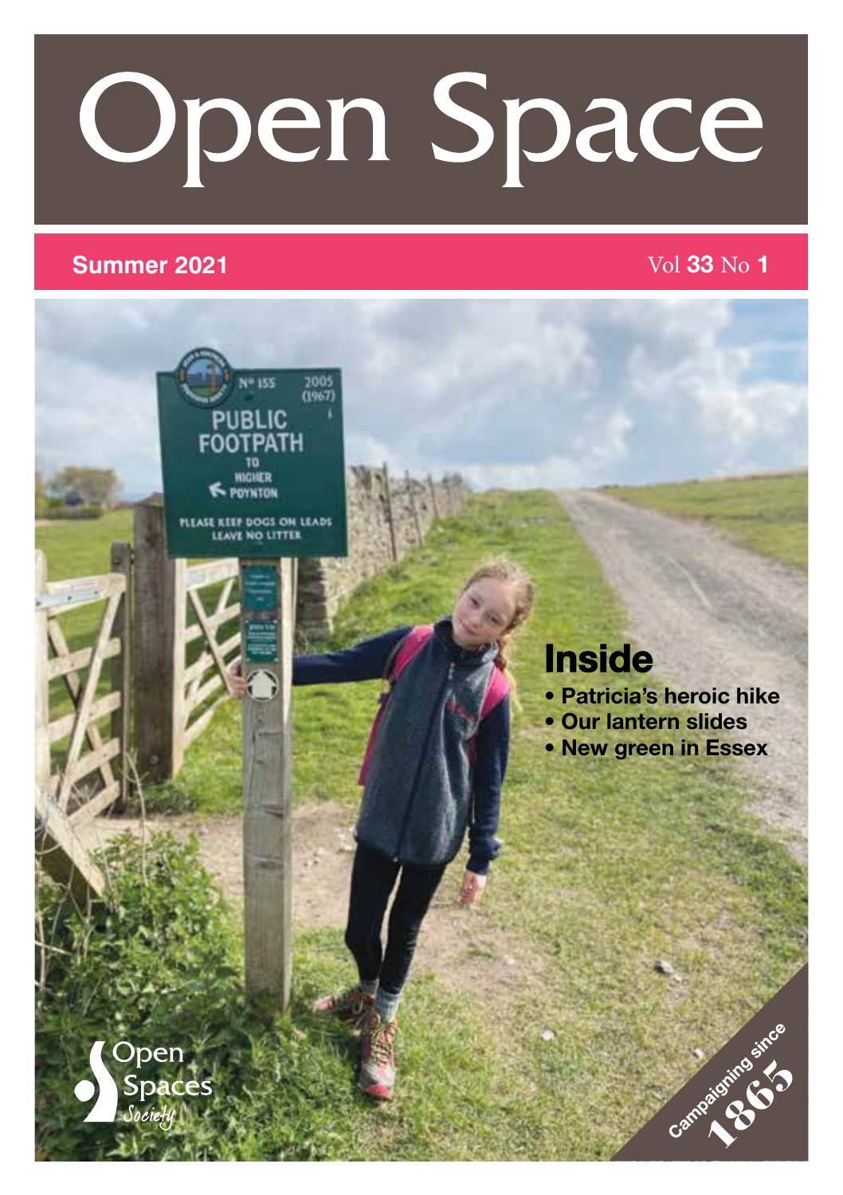# Open Space

**Summer 2021** Vol **33** No **1**

## Inside

- **Patricia's heroic hike**
- **Our lantern slides**
- **New green in Essex**

Open Spaces Society

Campaigning since 1865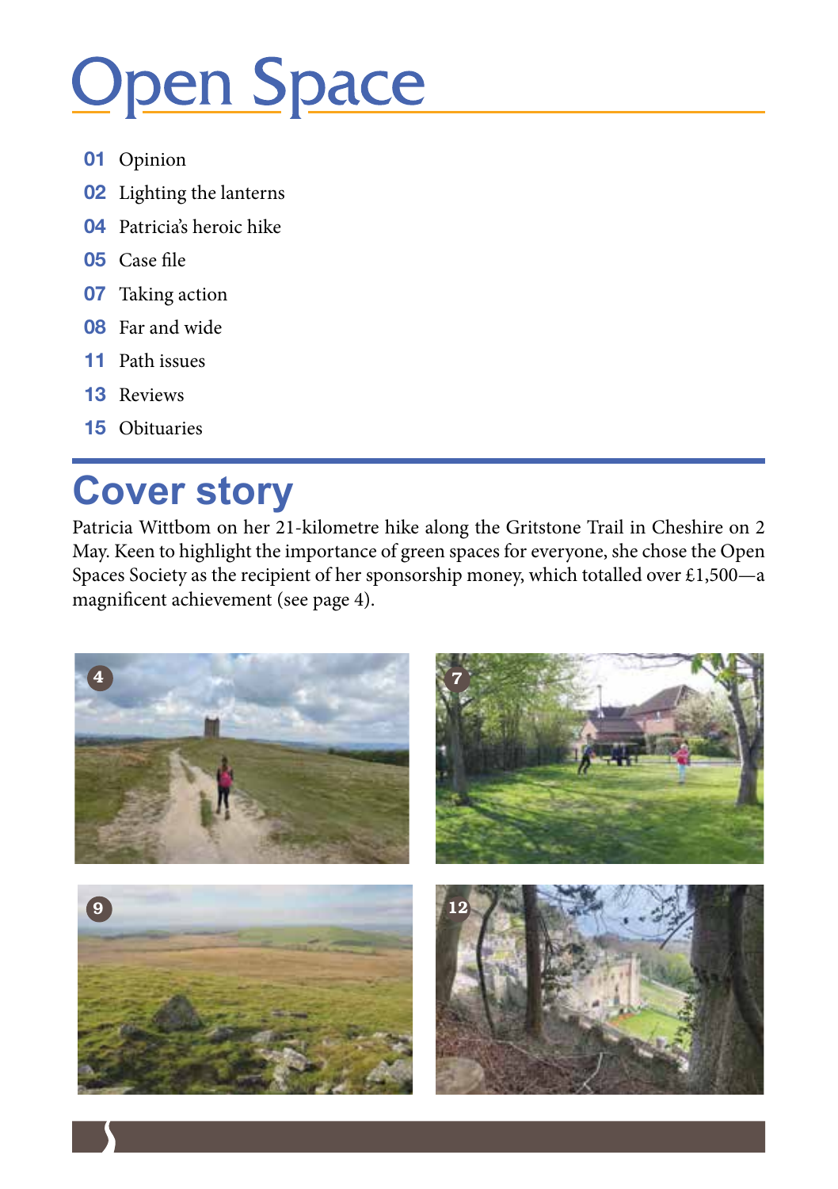# Open Space

- **01** Opinion
- **02** Lighting the lanterns
- **04** Patricia's heroic hike
- **05** Case file
- **07** Taking action
- **08** Far and wide
- **11** Path issues
- **13** Reviews
- **15** Obituaries

## Cover story

Patricia Wittbom on her 21-kilometre hike along the Gritstone Trail in Cheshire on 2 May. Keen to highlight the importance of green spaces for everyone, she chose the Open Spaces Society as the recipient of her sponsorship money, which totalled over £1,500—a magnificent achievement (see page 4).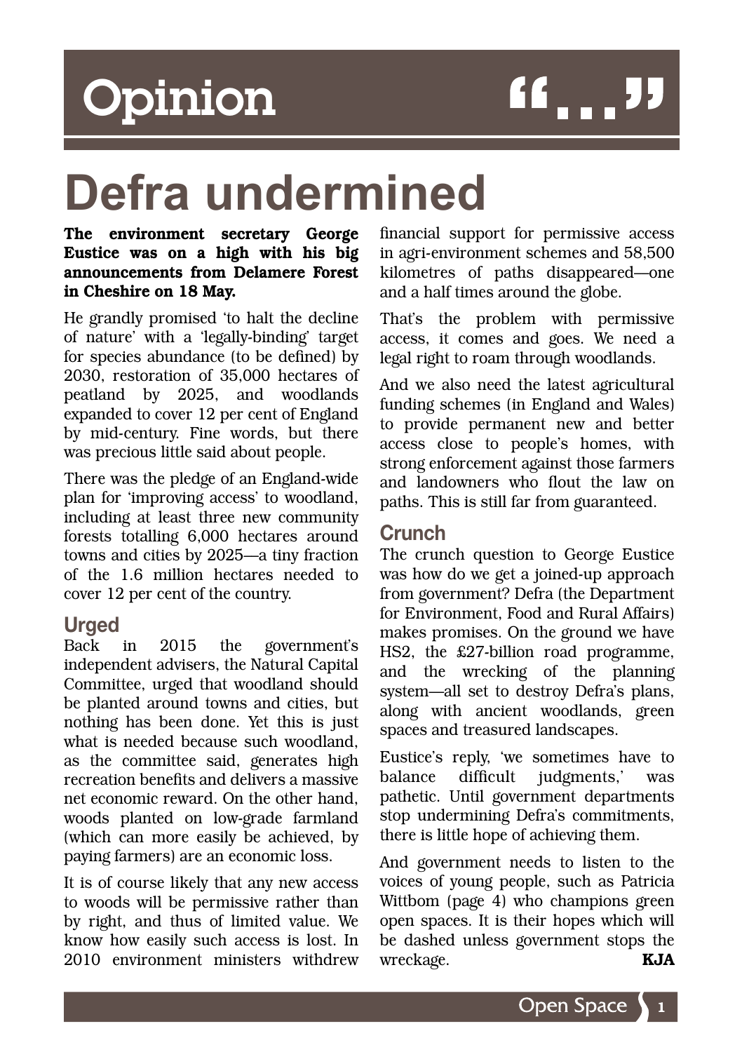# Opinion

## Defra undermined

**The environment secretary George Eustice was on a high with his big announcements from Delamere Forest in Cheshire on 18 May.**

He grandly promised 'to halt the decline of nature' with a 'legally-binding' target for species abundance (to be defined) by 2030, restoration of 35,000 hectares of peatland by 2025, and woodlands expanded to cover 12 per cent of England by mid-century. Fine words, but there was precious little said about people.

There was the pledge of an England-wide plan for 'improving access' to woodland, including at least three new community forests totalling 6,000 hectares around towns and cities by 2025—a tiny fraction of the 1.6 million hectares needed to cover 12 per cent of the country.

### Urged

Back in 2015 the government's independent advisers, the Natural Capital Committee, urged that woodland should be planted around towns and cities, but nothing has been done. Yet this is just what is needed because such woodland, as the committee said, generates high recreation benefits and delivers a massive net economic reward. On the other hand, woods planted on low-grade farmland (which can more easily be achieved, by paying farmers) are an economic loss.

It is of course likely that any new access to woods will be permissive rather than by right, and thus of limited value. We know how easily such access is lost. In 2010 environment ministers withdrew financial support for permissive access in agri-environment schemes and 58,500 kilometres of paths disappeared—one and a half times around the globe.

That's the problem with permissive access, it comes and goes. We need a legal right to roam through woodlands.

And we also need the latest agricultural funding schemes (in England and Wales) to provide permanent new and better access close to people's homes, with strong enforcement against those farmers and landowners who flout the law on paths. This is still far from guaranteed.

### Crunch

The crunch question to George Eustice was how do we get a joined-up approach from government? Defra (the Department for Environment, Food and Rural Affairs) makes promises. On the ground we have HS2, the £27-billion road programme, and the wrecking of the planning system—all set to destroy Defra's plans, along with ancient woodlands, green spaces and treasured landscapes.

Eustice's reply, 'we sometimes have to balance difficult judgments,' was pathetic. Until government departments stop undermining Defra's commitments, there is little hope of achieving them.

And government needs to listen to the voices of young people, such as Patricia Wittbom (page 4) who champions green open spaces. It is their hopes which will be dashed unless government stops the wreckage. **KJA**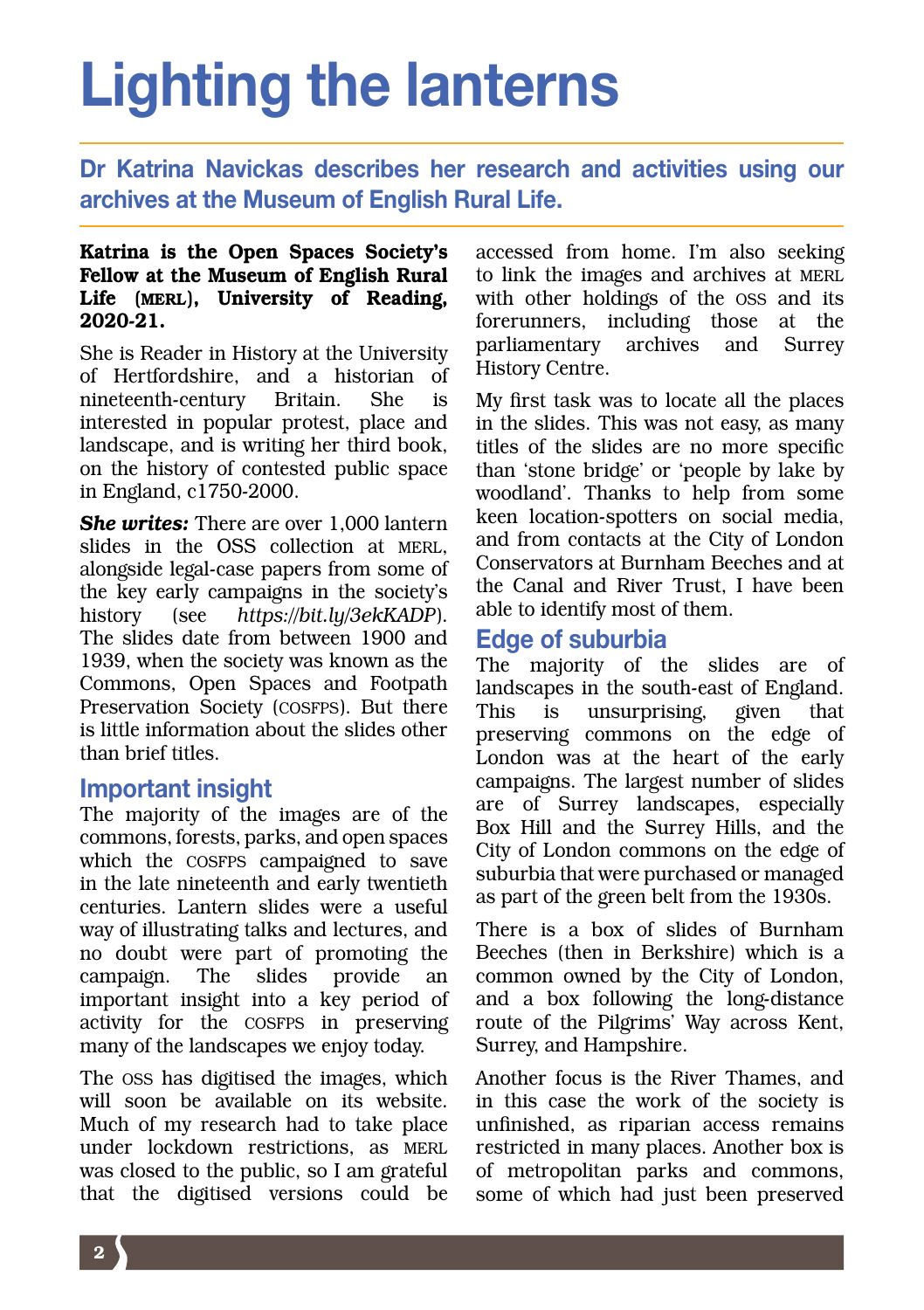# Lighting the lanterns

## Dr Katrina Navickas describes her research and activities using our archives at the Museum of English Rural Life.

**Katrina is the Open Spaces Society's Fellow at the Museum of English Rural Life (MERL), University of Reading, 2020-21.**

She is Reader in History at the University of Hertfordshire, and a historian of nineteenth-century Britain. She is interested in popular protest, place and landscape, and is writing her third book, on the history of contested public space in England, c1750-2000.

***She writes:*** There are over 1,000 lantern slides in the OSS collection at MERL, alongside legal-case papers from some of the key early campaigns in the society's history (see *https://bit.ly/3ekKADP*). The slides date from between 1900 and 1939, when the society was known as the Commons, Open Spaces and Footpath Preservation Society (COSFPS). But there is little information about the slides other than brief titles.

### Important insight

The majority of the images are of the commons, forests, parks, and open spaces which the COSFPS campaigned to save in the late nineteenth and early twentieth centuries. Lantern slides were a useful way of illustrating talks and lectures, and no doubt were part of promoting the campaign. The slides provide an important insight into a key period of activity for the COSFPS in preserving many of the landscapes we enjoy today.

The OSS has digitised the images, which will soon be available on its website. Much of my research had to take place under lockdown restrictions, as MERL was closed to the public, so I am grateful that the digitised versions could be accessed from home. I'm also seeking to link the images and archives at MERL with other holdings of the OSS and its forerunners, including those at the parliamentary archives and Surrey History Centre.

My first task was to locate all the places in the slides. This was not easy, as many titles of the slides are no more specific than 'stone bridge' or 'people by lake by woodland'. Thanks to help from some keen location-spotters on social media, and from contacts at the City of London Conservators at Burnham Beeches and at the Canal and River Trust, I have been able to identify most of them.

### Edge of suburbia

The majority of the slides are of landscapes in the south-east of England. This is unsurprising, given that preserving commons on the edge of London was at the heart of the early campaigns. The largest number of slides are of Surrey landscapes, especially Box Hill and the Surrey Hills, and the City of London commons on the edge of suburbia that were purchased or managed as part of the green belt from the 1930s.

There is a box of slides of Burnham Beeches (then in Berkshire) which is a common owned by the City of London, and a box following the long-distance route of the Pilgrims' Way across Kent, Surrey, and Hampshire.

Another focus is the River Thames, and in this case the work of the society is unfinished, as riparian access remains restricted in many places. Another box is of metropolitan parks and commons, some of which had just been preserved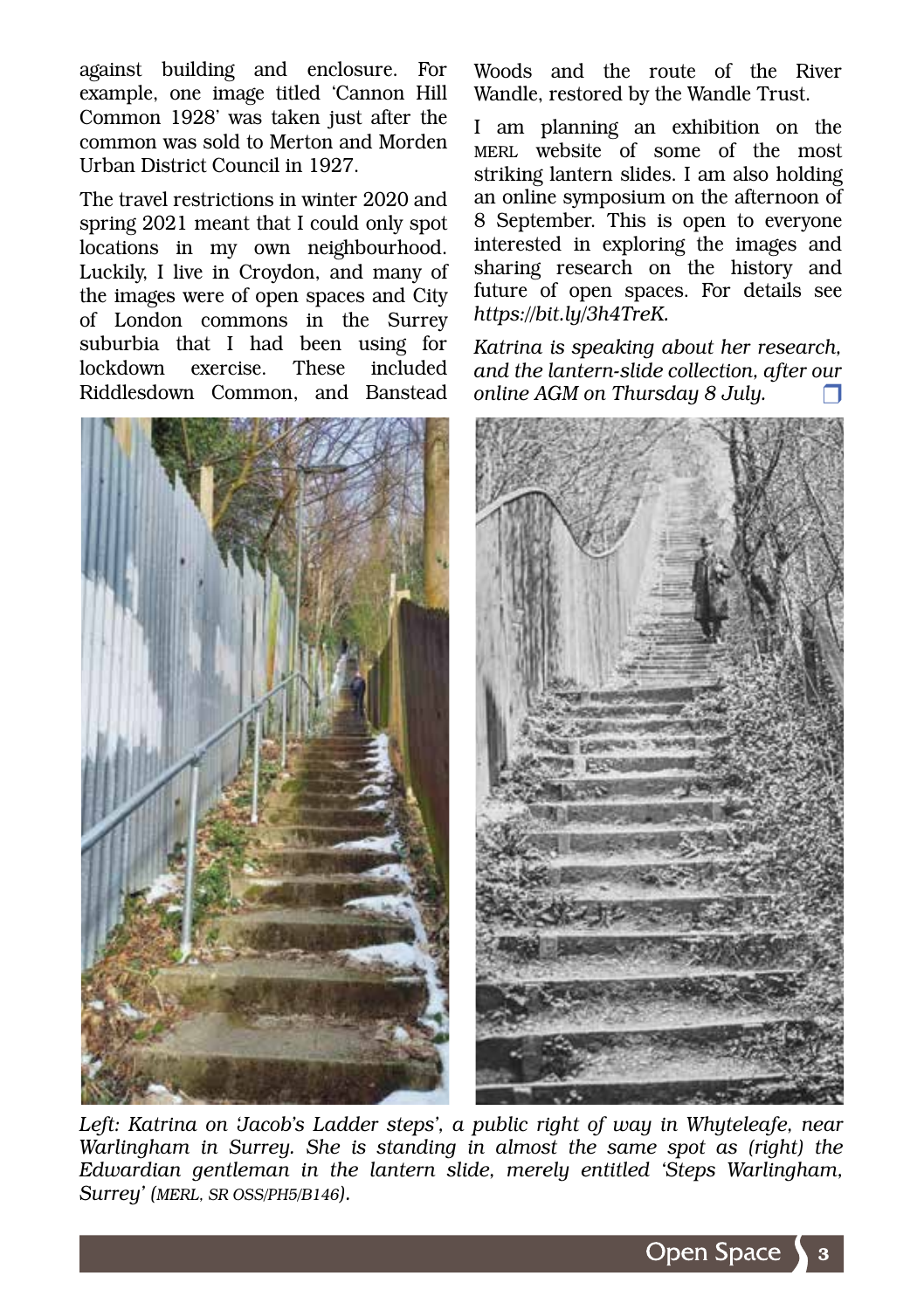against building and enclosure. For example, one image titled 'Cannon Hill Common 1928' was taken just after the common was sold to Merton and Morden Urban District Council in 1927.

The travel restrictions in winter 2020 and spring 2021 meant that I could only spot locations in my own neighbourhood. Luckily, I live in Croydon, and many of the images were of open spaces and City of London commons in the Surrey suburbia that I had been using for lockdown exercise. These included Riddlesdown Common, and Banstead Woods and the route of the River Wandle, restored by the Wandle Trust.

I am planning an exhibition on the MERL website of some of the most striking lantern slides. I am also holding an online symposium on the afternoon of 8 September. This is open to everyone interested in exploring the images and sharing research on the history and future of open spaces. For details see *https://bit.ly/3h4TreK.*

*Katrina is speaking about her research, and the lantern-slide collection, after our online AGM on Thursday 8 July.*

*Left: Katrina on 'Jacob's Ladder steps', a public right of way in Whyteleafe, near Warlingham in Surrey. She is standing in almost the same spot as (right) the Edwardian gentleman in the lantern slide, merely entitled 'Steps Warlingham, Surrey' (MERL, SR OSS/PH5/B146).*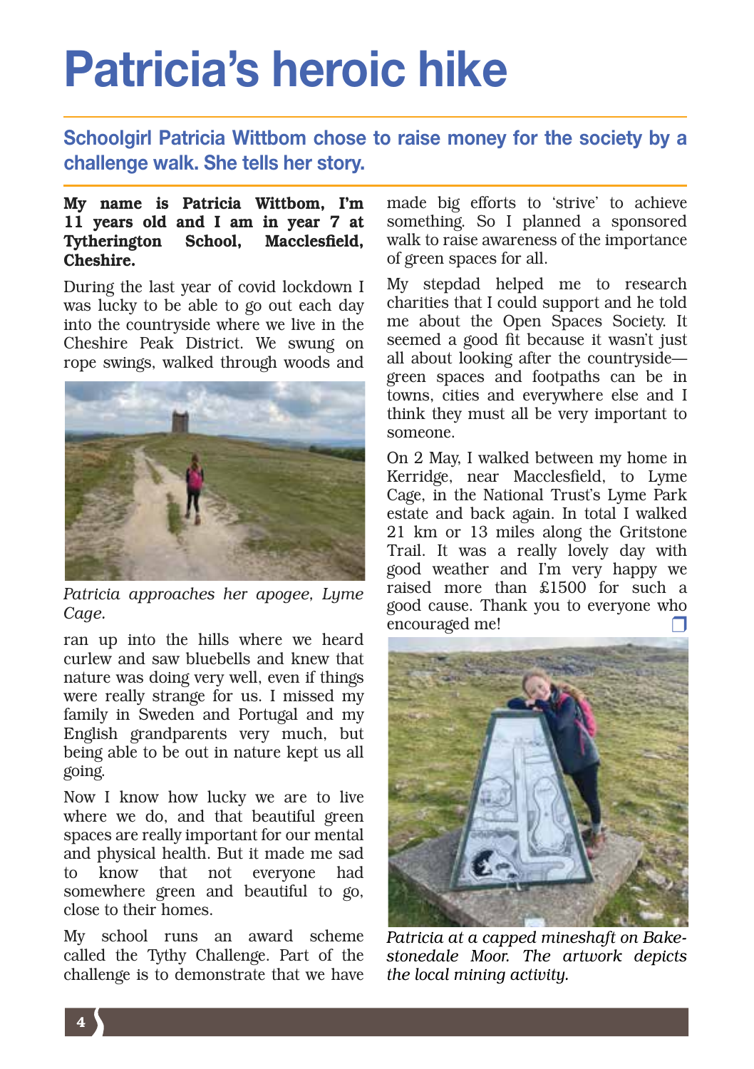# Patricia's heroic hike

## Schoolgirl Patricia Wittbom chose to raise money for the society by a challenge walk. She tells her story.

**My name is Patricia Wittbom, I'm 11 years old and I am in year 7 at Tytherington School, Macclesfield, Cheshire.**

During the last year of covid lockdown I was lucky to be able to go out each day into the countryside where we live in the Cheshire Peak District. We swung on rope swings, walked through woods and ran up into the hills where we heard curlew and saw bluebells and knew that nature was doing very well, even if things were really strange for us. I missed my family in Sweden and Portugal and my English grandparents very much, but being able to be out in nature kept us all going.

*Patricia approaches her apogee, Lyme Cage.*

Now I know how lucky we are to live where we do, and that beautiful green spaces are really important for our mental and physical health. But it made me sad to know that not everyone had somewhere green and beautiful to go, close to their homes.

My school runs an award scheme called the Tythy Challenge. Part of the challenge is to demonstrate that we have made big efforts to 'strive' to achieve something. So I planned a sponsored walk to raise awareness of the importance of green spaces for all.

My stepdad helped me to research charities that I could support and he told me about the Open Spaces Society. It seemed a good fit because it wasn't just all about looking after the countryside—green spaces and footpaths can be in towns, cities and everywhere else and I think they must all be very important to someone.

On 2 May, I walked between my home in Kerridge, near Macclesfield, to Lyme Cage, in the National Trust's Lyme Park estate and back again. In total I walked 21 km or 13 miles along the Gritstone Trail. It was a really lovely day with good weather and I'm very happy we raised more than £1500 for such a good cause. Thank you to everyone who encouraged me! ❐

*Patricia at a capped mineshaft on Bakestonedale Moor. The artwork depicts the local mining activity.*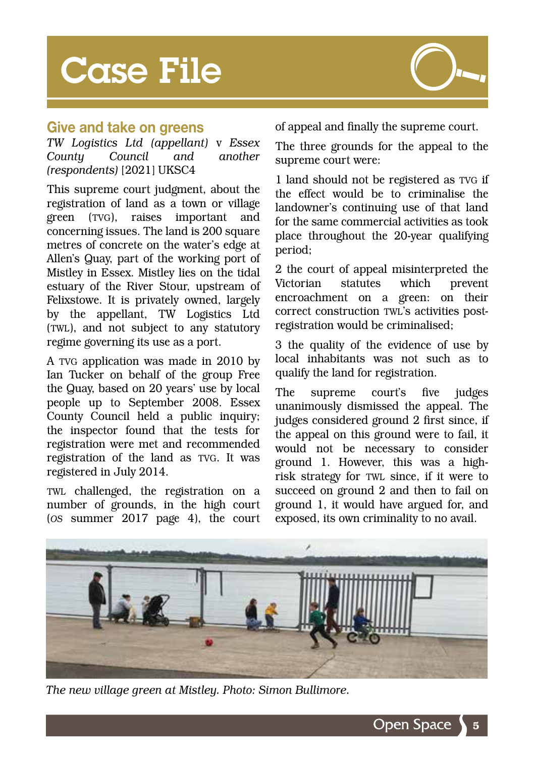# Case File

## Give and take on greens

*TW Logistics Ltd (appellant)* v *Essex County Council and another (respondents)* [2021] UKSC4

This supreme court judgment, about the registration of land as a town or village green (TVG), raises important and concerning issues. The land is 200 square metres of concrete on the water's edge at Allen's Quay, part of the working port of Mistley in Essex. Mistley lies on the tidal estuary of the River Stour, upstream of Felixstowe. It is privately owned, largely by the appellant, TW Logistics Ltd (TWL), and not subject to any statutory regime governing its use as a port.

A TVG application was made in 2010 by Ian Tucker on behalf of the group Free the Quay, based on 20 years' use by local people up to September 2008. Essex County Council held a public inquiry; the inspector found that the tests for registration were met and recommended registration of the land as TVG. It was registered in July 2014.

TWL challenged, the registration on a number of grounds, in the high court (OS summer 2017 page 4), the court of appeal and finally the supreme court.

The three grounds for the appeal to the supreme court were:

1 land should not be registered as TVG if the effect would be to criminalise the landowner's continuing use of that land for the same commercial activities as took place throughout the 20-year qualifying period;

2 the court of appeal misinterpreted the Victorian statutes which prevent encroachment on a green: on their correct construction TWL's activities post-registration would be criminalised;

3 the quality of the evidence of use by local inhabitants was not such as to qualify the land for registration.

The supreme court's five judges unanimously dismissed the appeal. The judges considered ground 2 first since, if the appeal on this ground were to fail, it would not be necessary to consider ground 1. However, this was a high-risk strategy for TWL since, if it were to succeed on ground 2 and then to fail on ground 1, it would have argued for, and exposed, its own criminality to no avail.

*The new village green at Mistley. Photo: Simon Bullimore.*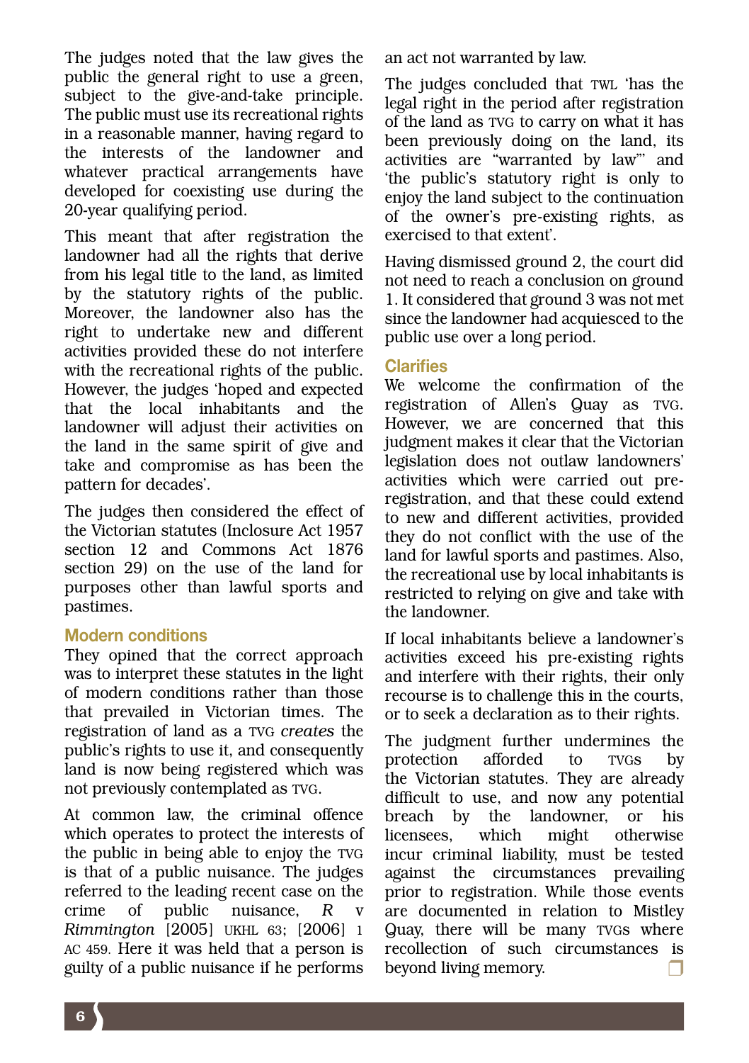The judges noted that the law gives the public the general right to use a green, subject to the give-and-take principle. The public must use its recreational rights in a reasonable manner, having regard to the interests of the landowner and whatever practical arrangements have developed for coexisting use during the 20-year qualifying period.

This meant that after registration the landowner had all the rights that derive from his legal title to the land, as limited by the statutory rights of the public. Moreover, the landowner also has the right to undertake new and different activities provided these do not interfere with the recreational rights of the public. However, the judges 'hoped and expected that the local inhabitants and the landowner will adjust their activities on the land in the same spirit of give and take and compromise as has been the pattern for decades'.

The judges then considered the effect of the Victorian statutes (Inclosure Act 1957 section 12 and Commons Act 1876 section 29) on the use of the land for purposes other than lawful sports and pastimes.

## Modern conditions

They opined that the correct approach was to interpret these statutes in the light of modern conditions rather than those that prevailed in Victorian times. The registration of land as a TVG *creates* the public's rights to use it, and consequently land is now being registered which was not previously contemplated as TVG.

At common law, the criminal offence which operates to protect the interests of the public in being able to enjoy the TVG is that of a public nuisance. The judges referred to the leading recent case on the crime of public nuisance, *R* v *Rimmington* [2005] UKHL 63; [2006] 1 AC 459. Here it was held that a person is guilty of a public nuisance if he performs an act not warranted by law.

The judges concluded that TWL 'has the legal right in the period after registration of the land as TVG to carry on what it has been previously doing on the land, its activities are "warranted by law"' and 'the public's statutory right is only to enjoy the land subject to the continuation of the owner's pre-existing rights, as exercised to that extent'.

Having dismissed ground 2, the court did not need to reach a conclusion on ground 1. It considered that ground 3 was not met since the landowner had acquiesced to the public use over a long period.

## Clarifies

We welcome the confirmation of the registration of Allen's Quay as TVG. However, we are concerned that this judgment makes it clear that the Victorian legislation does not outlaw landowners' activities which were carried out pre-registration, and that these could extend to new and different activities, provided they do not conflict with the use of the land for lawful sports and pastimes. Also, the recreational use by local inhabitants is restricted to relying on give and take with the landowner.

If local inhabitants believe a landowner's activities exceed his pre-existing rights and interfere with their rights, their only recourse is to challenge this in the courts, or to seek a declaration as to their rights.

The judgment further undermines the protection afforded to TVGs by the Victorian statutes. They are already difficult to use, and now any potential breach by the landowner, or his licensees, which might otherwise incur criminal liability, must be tested against the circumstances prevailing prior to registration. While those events are documented in relation to Mistley Quay, there will be many TVGs where recollection of such circumstances is beyond living memory.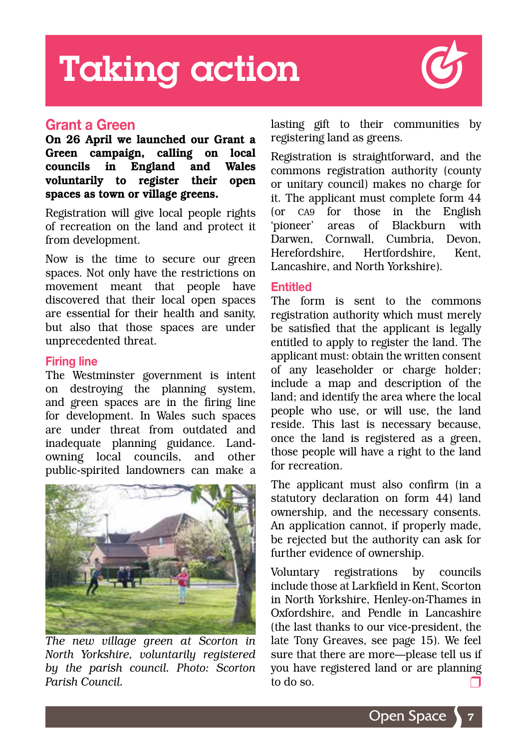# Taking action

## Grant a Green

**On 26 April we launched our Grant a Green campaign, calling on local councils in England and Wales voluntarily to register their open spaces as town or village greens.**

Registration will give local people rights of recreation on the land and protect it from development.

Now is the time to secure our green spaces. Not only have the restrictions on movement meant that people have discovered that their local open spaces are essential for their health and sanity, but also that those spaces are under unprecedented threat.

### Firing line

The Westminster government is intent on destroying the planning system, and green spaces are in the firing line for development. In Wales such spaces are under threat from outdated and inadequate planning guidance. Land-owning local councils, and other public-spirited landowners can make a lasting gift to their communities by registering land as greens.

*The new village green at Scorton in North Yorkshire, voluntarily registered by the parish council. Photo: Scorton Parish Council.*

Registration is straightforward, and the commons registration authority (county or unitary council) makes no charge for it. The applicant must complete form 44 (or CA9 for those in the English 'pioneer' areas of Blackburn with Darwen, Cornwall, Cumbria, Devon, Herefordshire, Hertfordshire, Kent, Lancashire, and North Yorkshire).

### Entitled

The form is sent to the commons registration authority which must merely be satisfied that the applicant is legally entitled to apply to register the land. The applicant must: obtain the written consent of any leaseholder or charge holder; include a map and description of the land; and identify the area where the local people who use, or will use, the land reside. This last is necessary because, once the land is registered as a green, those people will have a right to the land for recreation.

The applicant must also confirm (in a statutory declaration on form 44) land ownership, and the necessary consents. An application cannot, if properly made, be rejected but the authority can ask for further evidence of ownership.

Voluntary registrations by councils include those at Larkfield in Kent, Scorton in North Yorkshire, Henley-on-Thames in Oxfordshire, and Pendle in Lancashire (the last thanks to our vice-president, the late Tony Greaves, see page 15). We feel sure that there are more—please tell us if you have registered land or are planning to do so.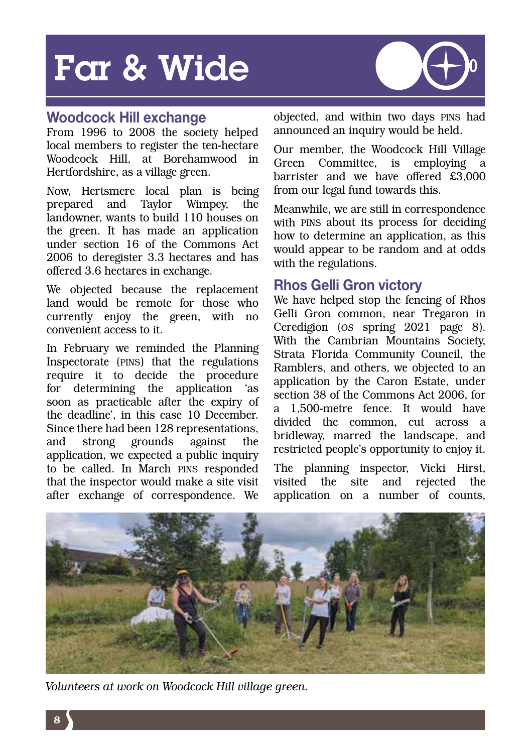# Far & Wide

## Woodcock Hill exchange

From 1996 to 2008 the society helped local members to register the ten-hectare Woodcock Hill, at Borehamwood in Hertfordshire, as a village green.

Now, Hertsmere local plan is being prepared and Taylor Wimpey, the landowner, wants to build 110 houses on the green. It has made an application under section 16 of the Commons Act 2006 to deregister 3.3 hectares and has offered 3.6 hectares in exchange.

We objected because the replacement land would be remote for those who currently enjoy the green, with no convenient access to it.

In February we reminded the Planning Inspectorate (PINS) that the regulations require it to decide the procedure for determining the application 'as soon as practicable after the expiry of the deadline', in this case 10 December. Since there had been 128 representations, and strong grounds against the application, we expected a public inquiry to be called. In March PINS responded that the inspector would make a site visit after exchange of correspondence. We objected, and within two days PINS had announced an inquiry would be held.

Our member, the Woodcock Hill Village Green Committee, is employing a barrister and we have offered £3,000 from our legal fund towards this.

Meanwhile, we are still in correspondence with PINS about its process for deciding how to determine an application, as this would appear to be random and at odds with the regulations.

## Rhos Gelli Gron victory

We have helped stop the fencing of Rhos Gelli Gron common, near Tregaron in Ceredigion (OS spring 2021 page 8). With the Cambrian Mountains Society, Strata Florida Community Council, the Ramblers, and others, we objected to an application by the Caron Estate, under section 38 of the Commons Act 2006, for a 1,500-metre fence. It would have divided the common, cut across a bridleway, marred the landscape, and restricted people's opportunity to enjoy it.

The planning inspector, Vicki Hirst, visited the site and rejected the application on a number of counts,

*Volunteers at work on Woodcock Hill village green.*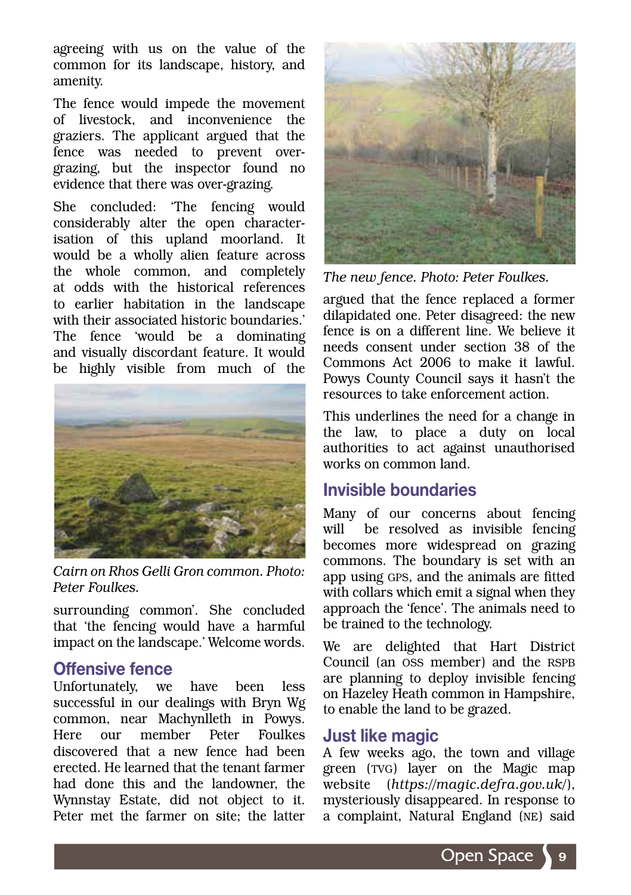agreeing with us on the value of the common for its landscape, history, and amenity.

The fence would impede the movement of livestock, and inconvenience the graziers. The applicant argued that the fence was needed to prevent over-grazing, but the inspector found no evidence that there was over-grazing.

She concluded: 'The fencing would considerably alter the open characterisation of this upland moorland. It would be a wholly alien feature across the whole common, and completely at odds with the historical references to earlier habitation in the landscape with their associated historic boundaries.' The fence 'would be a dominating and visually discordant feature. It would be highly visible from much of the surrounding common'. She concluded that 'the fencing would have a harmful impact on the landscape.' Welcome words.

*Cairn on Rhos Gelli Gron common. Photo: Peter Foulkes.*

## Offensive fence

Unfortunately, we have been less successful in our dealings with Bryn Wg common, near Machynlleth in Powys. Here our member Peter Foulkes discovered that a new fence had been erected. He learned that the tenant farmer had done this and the landowner, the Wynnstay Estate, did not object to it. Peter met the farmer on site; the latter argued that the fence replaced a former dilapidated one. Peter disagreed: the new fence is on a different line. We believe it needs consent under section 38 of the Commons Act 2006 to make it lawful. Powys County Council says it hasn't the resources to take enforcement action.

*The new fence. Photo: Peter Foulkes.*

This underlines the need for a change in the law, to place a duty on local authorities to act against unauthorised works on common land.

## Invisible boundaries

Many of our concerns about fencing will be resolved as invisible fencing becomes more widespread on grazing commons. The boundary is set with an app using GPS, and the animals are fitted with collars which emit a signal when they approach the 'fence'. The animals need to be trained to the technology.

We are delighted that Hart District Council (an OSS member) and the RSPB are planning to deploy invisible fencing on Hazeley Heath common in Hampshire, to enable the land to be grazed.

## Just like magic

A few weeks ago, the town and village green (TVG) layer on the Magic map website (*https://magic.defra.gov.uk/*), mysteriously disappeared. In response to a complaint, Natural England (NE) said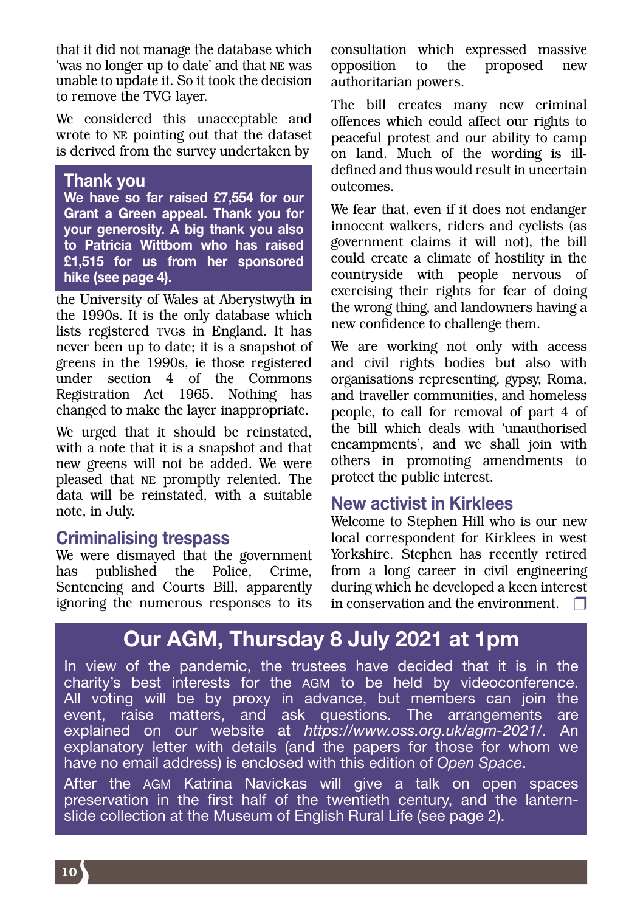that it did not manage the database which 'was no longer up to date' and that NE was unable to update it. So it took the decision to remove the TVG layer.

We considered this unacceptable and wrote to NE pointing out that the dataset is derived from the survey undertaken by the University of Wales at Aberystwyth in the 1990s. It is the only database which lists registered TVGs in England. It has never been up to date; it is a snapshot of greens in the 1990s, ie those registered under section 4 of the Commons Registration Act 1965. Nothing has changed to make the layer inappropriate.

We urged that it should be reinstated, with a note that it is a snapshot and that new greens will not be added. We were pleased that NE promptly relented. The data will be reinstated, with a suitable note, in July.

## Thank you

**We have so far raised £7,554 for our Grant a Green appeal. Thank you for your generosity. A big thank you also to Patricia Wittbom who has raised £1,515 for us from her sponsored hike (see page 4).**

## Criminalising trespass

We were dismayed that the government has published the Police, Crime, Sentencing and Courts Bill, apparently ignoring the numerous responses to its consultation which expressed massive opposition to the proposed new authoritarian powers.

The bill creates many new criminal offences which could affect our rights to peaceful protest and our ability to camp on land. Much of the wording is ill-defined and thus would result in uncertain outcomes.

We fear that, even if it does not endanger innocent walkers, riders and cyclists (as government claims it will not), the bill could create a climate of hostility in the countryside with people nervous of exercising their rights for fear of doing the wrong thing, and landowners having a new confidence to challenge them.

We are working not only with access and civil rights bodies but also with organisations representing, gypsy, Roma, and traveller communities, and homeless people, to call for removal of part 4 of the bill which deals with 'unauthorised encampments', and we shall join with others in promoting amendments to protect the public interest.

## New activist in Kirklees

Welcome to Stephen Hill who is our new local correspondent for Kirklees in west Yorkshire. Stephen has recently retired from a long career in civil engineering during which he developed a keen interest in conservation and the environment. ❒

## Our AGM, Thursday 8 July 2021 at 1pm

In view of the pandemic, the trustees have decided that it is in the charity's best interests for the AGM to be held by videoconference. All voting will be by proxy in advance, but members can join the event, raise matters, and ask questions. The arrangements are explained on our website at *https://www.oss.org.uk/agm-2021/*. An explanatory letter with details (and the papers for those for whom we have no email address) is enclosed with this edition of *Open Space*.

After the AGM Katrina Navickas will give a talk on open spaces preservation in the first half of the twentieth century, and the lantern-slide collection at the Museum of English Rural Life (see page 2).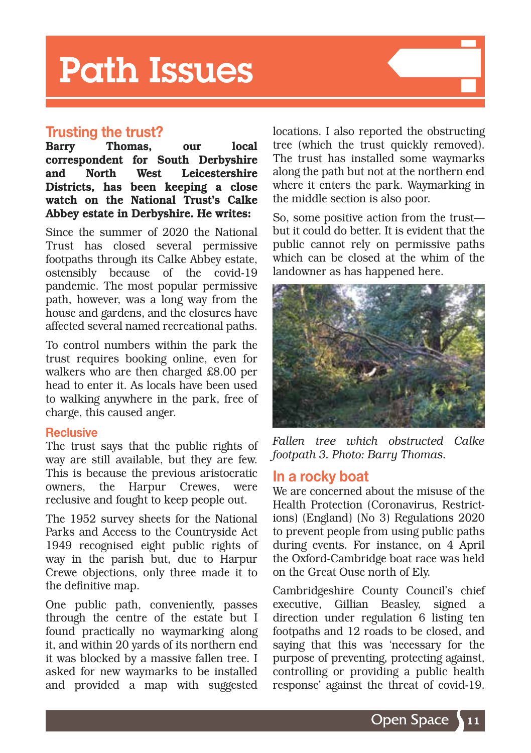# Path Issues

## Trusting the trust?

**Barry Thomas, our local correspondent for South Derbyshire and North West Leicestershire Districts, has been keeping a close watch on the National Trust's Calke Abbey estate in Derbyshire. He writes:**

Since the summer of 2020 the National Trust has closed several permissive footpaths through its Calke Abbey estate, ostensibly because of the covid-19 pandemic. The most popular permissive path, however, was a long way from the house and gardens, and the closures have affected several named recreational paths.

To control numbers within the park the trust requires booking online, even for walkers who are then charged £8.00 per head to enter it. As locals have been used to walking anywhere in the park, free of charge, this caused anger.

### Reclusive

The trust says that the public rights of way are still available, but they are few. This is because the previous aristocratic owners, the Harpur Crewes, were reclusive and fought to keep people out.

The 1952 survey sheets for the National Parks and Access to the Countryside Act 1949 recognised eight public rights of way in the parish but, due to Harpur Crewe objections, only three made it to the definitive map.

One public path, conveniently, passes through the centre of the estate but I found practically no waymarking along it, and within 20 yards of its northern end it was blocked by a massive fallen tree. I asked for new waymarks to be installed and provided a map with suggested locations. I also reported the obstructing tree (which the trust quickly removed). The trust has installed some waymarks along the path but not at the northern end where it enters the park. Waymarking in the middle section is also poor.

So, some positive action from the trust—but it could do better. It is evident that the public cannot rely on permissive paths which can be closed at the whim of the landowner as has happened here.

*Fallen tree which obstructed Calke footpath 3. Photo: Barry Thomas.*

## In a rocky boat

We are concerned about the misuse of the Health Protection (Coronavirus, Restrictions) (England) (No 3) Regulations 2020 to prevent people from using public paths during events. For instance, on 4 April the Oxford-Cambridge boat race was held on the Great Ouse north of Ely.

Cambridgeshire County Council's chief executive, Gillian Beasley, signed a direction under regulation 6 listing ten footpaths and 12 roads to be closed, and saying that this was 'necessary for the purpose of preventing, protecting against, controlling or providing a public health response' against the threat of covid-19.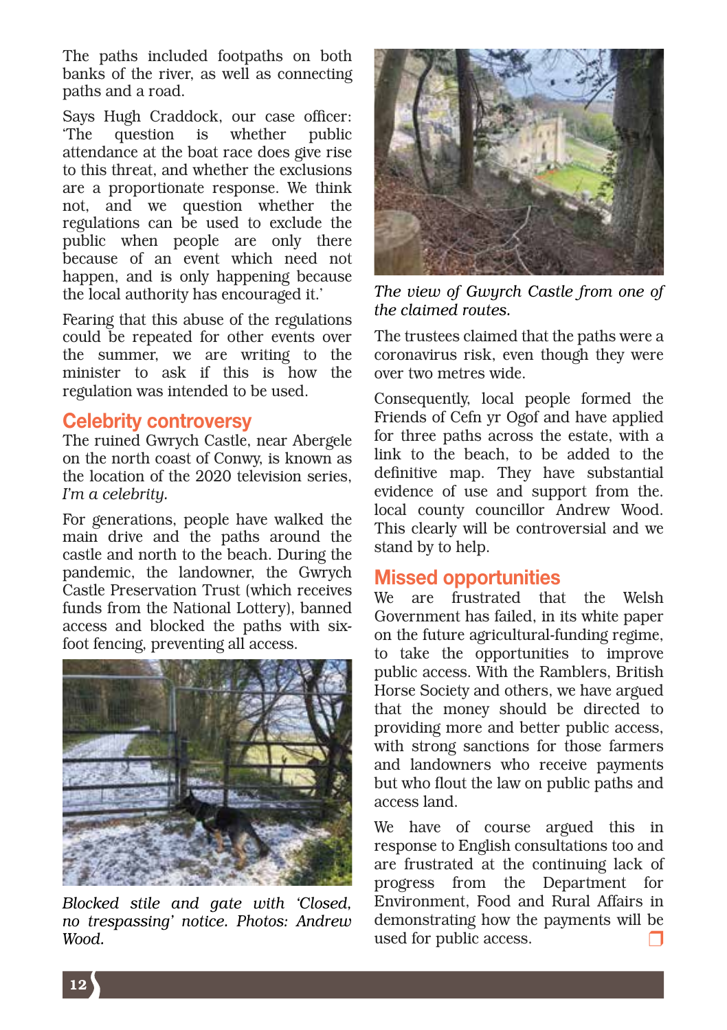The paths included footpaths on both banks of the river, as well as connecting paths and a road.

Says Hugh Craddock, our case officer: 'The question is whether public attendance at the boat race does give rise to this threat, and whether the exclusions are a proportionate response. We think not, and we question whether the regulations can be used to exclude the public when people are only there because of an event which need not happen, and is only happening because the local authority has encouraged it.'

Fearing that this abuse of the regulations could be repeated for other events over the summer, we are writing to the minister to ask if this is how the regulation was intended to be used.

## Celebrity controversy

The ruined Gwrych Castle, near Abergele on the north coast of Conwy, is known as the location of the 2020 television series, *I'm a celebrity.*

For generations, people have walked the main drive and the paths around the castle and north to the beach. During the pandemic, the landowner, the Gwrych Castle Preservation Trust (which receives funds from the National Lottery), banned access and blocked the paths with six-foot fencing, preventing all access.

*Blocked stile and gate with 'Closed, no trespassing' notice. Photos: Andrew Wood.*

*The view of Gwyrch Castle from one of the claimed routes.*

The trustees claimed that the paths were a coronavirus risk, even though they were over two metres wide.

Consequently, local people formed the Friends of Cefn yr Ogof and have applied for three paths across the estate, with a link to the beach, to be added to the definitive map. They have substantial evidence of use and support from the. local county councillor Andrew Wood. This clearly will be controversial and we stand by to help.

## Missed opportunities

We are frustrated that the Welsh Government has failed, in its white paper on the future agricultural-funding regime, to take the opportunities to improve public access. With the Ramblers, British Horse Society and others, we have argued that the money should be directed to providing more and better public access, with strong sanctions for those farmers and landowners who receive payments but who flout the law on public paths and access land.

We have of course argued this in response to English consultations too and are frustrated at the continuing lack of progress from the Department for Environment, Food and Rural Affairs in demonstrating how the payments will be used for public access. ❐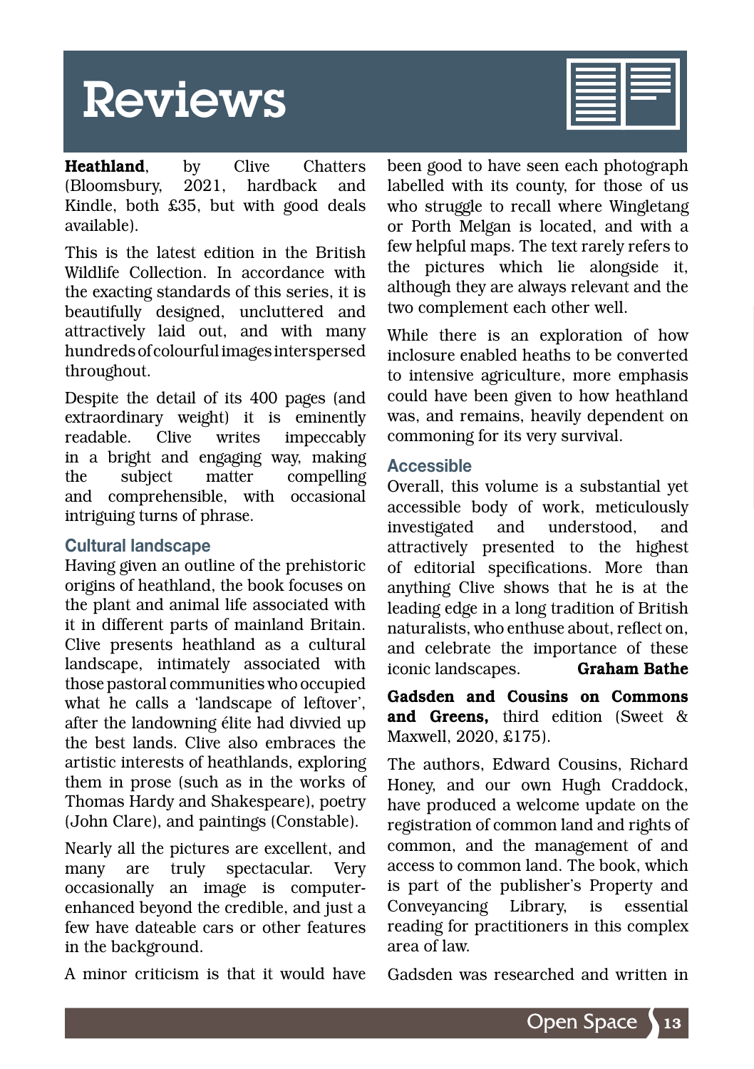# Reviews

**Heathland**, by Clive Chatters (Bloomsbury, 2021, hardback and Kindle, both £35, but with good deals available).

This is the latest edition in the British Wildlife Collection. In accordance with the exacting standards of this series, it is beautifully designed, uncluttered and attractively laid out, and with many hundreds of colourful images interspersed throughout.

Despite the detail of its 400 pages (and extraordinary weight) it is eminently readable. Clive writes impeccably in a bright and engaging way, making the subject matter compelling and comprehensible, with occasional intriguing turns of phrase.

### Cultural landscape

Having given an outline of the prehistoric origins of heathland, the book focuses on the plant and animal life associated with it in different parts of mainland Britain. Clive presents heathland as a cultural landscape, intimately associated with those pastoral communities who occupied what he calls a 'landscape of leftover', after the landowning élite had divvied up the best lands. Clive also embraces the artistic interests of heathlands, exploring them in prose (such as in the works of Thomas Hardy and Shakespeare), poetry (John Clare), and paintings (Constable).

Nearly all the pictures are excellent, and many are truly spectacular. Very occasionally an image is computer-enhanced beyond the credible, and just a few have dateable cars or other features in the background.

A minor criticism is that it would have been good to have seen each photograph labelled with its county, for those of us who struggle to recall where Wingletang or Porth Melgan is located, and with a few helpful maps. The text rarely refers to the pictures which lie alongside it, although they are always relevant and the two complement each other well.

While there is an exploration of how inclosure enabled heaths to be converted to intensive agriculture, more emphasis could have been given to how heathland was, and remains, heavily dependent on commoning for its very survival.

### Accessible

Overall, this volume is a substantial yet accessible body of work, meticulously investigated and understood, and attractively presented to the highest of editorial specifications. More than anything Clive shows that he is at the leading edge in a long tradition of British naturalists, who enthuse about, reflect on, and celebrate the importance of these iconic landscapes. **Graham Bathe**

**Gadsden and Cousins on Commons and Greens,** third edition (Sweet & Maxwell, 2020, £175).

The authors, Edward Cousins, Richard Honey, and our own Hugh Craddock, have produced a welcome update on the registration of common land and rights of common, and the management of and access to common land. The book, which is part of the publisher's Property and Conveyancing Library, is essential reading for practitioners in this complex area of law.

Gadsden was researched and written in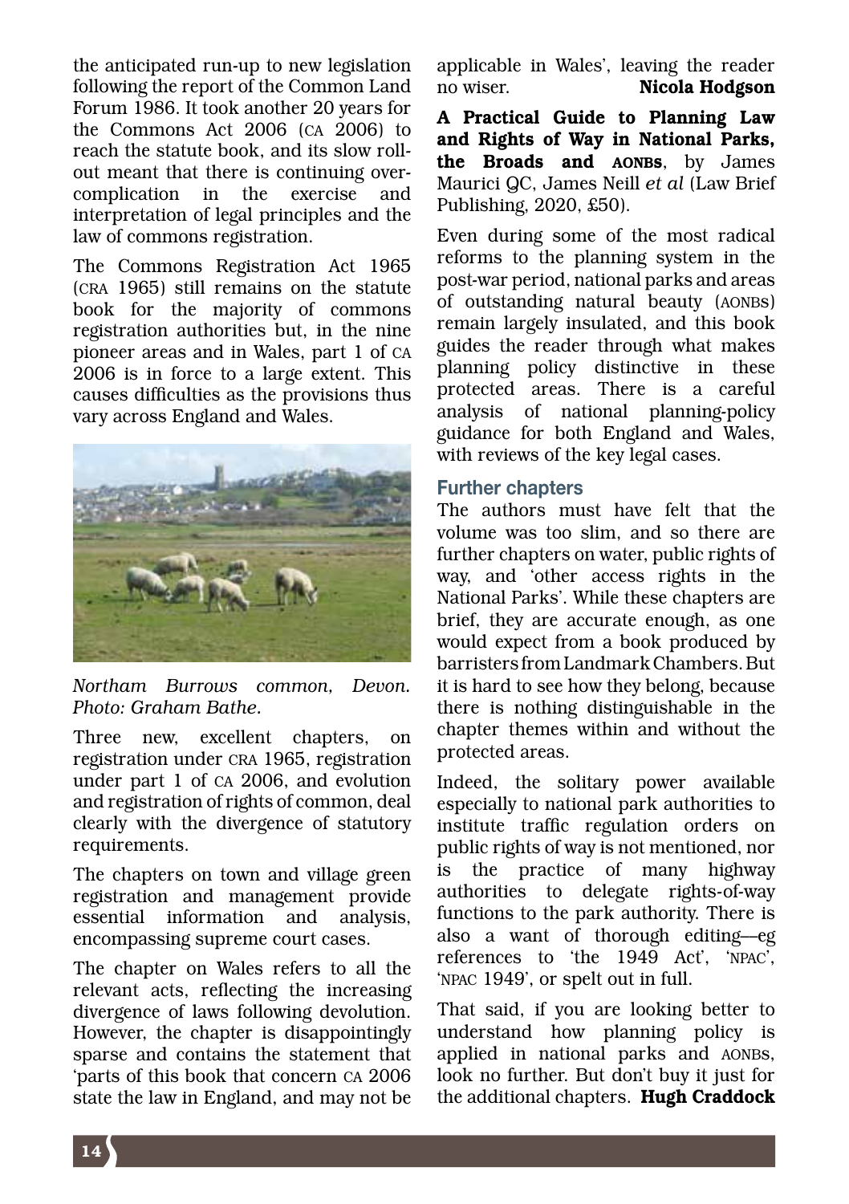the anticipated run-up to new legislation following the report of the Common Land Forum 1986. It took another 20 years for the Commons Act 2006 (CA 2006) to reach the statute book, and its slow roll-out meant that there is continuing over-complication in the exercise and interpretation of legal principles and the law of commons registration.

The Commons Registration Act 1965 (CRA 1965) still remains on the statute book for the majority of commons registration authorities but, in the nine pioneer areas and in Wales, part 1 of CA 2006 is in force to a large extent. This causes difficulties as the provisions thus vary across England and Wales.

*Northam Burrows common, Devon. Photo: Graham Bathe.*

Three new, excellent chapters, on registration under CRA 1965, registration under part 1 of CA 2006, and evolution and registration of rights of common, deal clearly with the divergence of statutory requirements.

The chapters on town and village green registration and management provide essential information and analysis, encompassing supreme court cases.

The chapter on Wales refers to all the relevant acts, reflecting the increasing divergence of laws following devolution. However, the chapter is disappointingly sparse and contains the statement that 'parts of this book that concern CA 2006 state the law in England, and may not be applicable in Wales', leaving the reader no wiser. **Nicola Hodgson**

**A Practical Guide to Planning Law and Rights of Way in National Parks, the Broads and AONBs**, by James Maurici QC, James Neill *et al* (Law Brief Publishing, 2020, £50).

Even during some of the most radical reforms to the planning system in the post-war period, national parks and areas of outstanding natural beauty (AONBS) remain largely insulated, and this book guides the reader through what makes planning policy distinctive in these protected areas. There is a careful analysis of national planning-policy guidance for both England and Wales, with reviews of the key legal cases.

### Further chapters

The authors must have felt that the volume was too slim, and so there are further chapters on water, public rights of way, and 'other access rights in the National Parks'. While these chapters are brief, they are accurate enough, as one would expect from a book produced by barristers from Landmark Chambers. But it is hard to see how they belong, because there is nothing distinguishable in the chapter themes within and without the protected areas.

Indeed, the solitary power available especially to national park authorities to institute traffic regulation orders on public rights of way is not mentioned, nor is the practice of many highway authorities to delegate rights-of-way functions to the park authority. There is also a want of thorough editing—eg references to 'the 1949 Act', 'NPAC', 'NPAC 1949', or spelt out in full.

That said, if you are looking better to understand how planning policy is applied in national parks and AONBS, look no further. But don't buy it just for the additional chapters. **Hugh Craddock**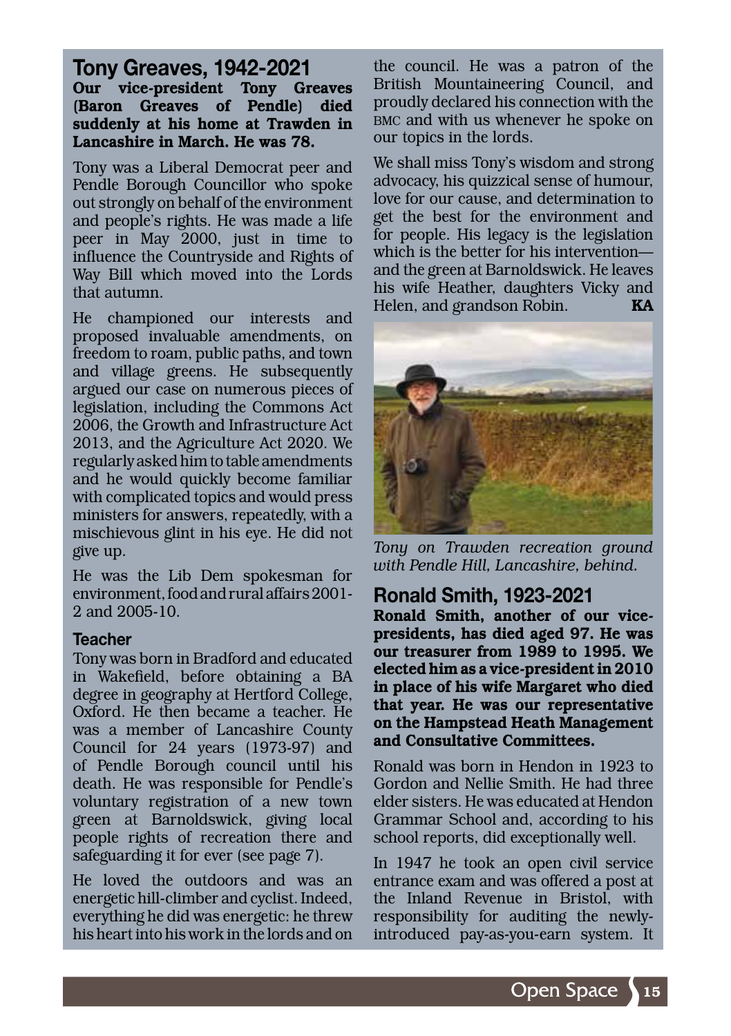## Tony Greaves, 1942-2021

**Our vice-president Tony Greaves (Baron Greaves of Pendle) died suddenly at his home at Trawden in Lancashire in March. He was 78.**

Tony was a Liberal Democrat peer and Pendle Borough Councillor who spoke out strongly on behalf of the environment and people's rights. He was made a life peer in May 2000, just in time to influence the Countryside and Rights of Way Bill which moved into the Lords that autumn.

He championed our interests and proposed invaluable amendments, on freedom to roam, public paths, and town and village greens. He subsequently argued our case on numerous pieces of legislation, including the Commons Act 2006, the Growth and Infrastructure Act 2013, and the Agriculture Act 2020. We regularly asked him to table amendments and he would quickly become familiar with complicated topics and would press ministers for answers, repeatedly, with a mischievous glint in his eye. He did not give up.

He was the Lib Dem spokesman for environment, food and rural affairs 2001-2 and 2005-10.

### Teacher

Tony was born in Bradford and educated in Wakefield, before obtaining a BA degree in geography at Hertford College, Oxford. He then became a teacher. He was a member of Lancashire County Council for 24 years (1973-97) and of Pendle Borough council until his death. He was responsible for Pendle's voluntary registration of a new town green at Barnoldswick, giving local people rights of recreation there and safeguarding it for ever (see page 7).

He loved the outdoors and was an energetic hill-climber and cyclist. Indeed, everything he did was energetic: he threw his heart into his work in the lords and on the council. He was a patron of the British Mountaineering Council, and proudly declared his connection with the BMC and with us whenever he spoke on our topics in the lords.

We shall miss Tony's wisdom and strong advocacy, his quizzical sense of humour, love for our cause, and determination to get the best for the environment and for people. His legacy is the legislation which is the better for his intervention—and the green at Barnoldswick. He leaves his wife Heather, daughters Vicky and Helen, and grandson Robin. **KA**

*Tony on Trawden recreation ground with Pendle Hill, Lancashire, behind.*

## Ronald Smith, 1923-2021

**Ronald Smith, another of our vice-presidents, has died aged 97. He was our treasurer from 1989 to 1995. We elected him as a vice-president in 2010 in place of his wife Margaret who died that year. He was our representative on the Hampstead Heath Management and Consultative Committees.**

Ronald was born in Hendon in 1923 to Gordon and Nellie Smith. He had three elder sisters. He was educated at Hendon Grammar School and, according to his school reports, did exceptionally well.

In 1947 he took an open civil service entrance exam and was offered a post at the Inland Revenue in Bristol, with responsibility for auditing the newly-introduced pay-as-you-earn system. It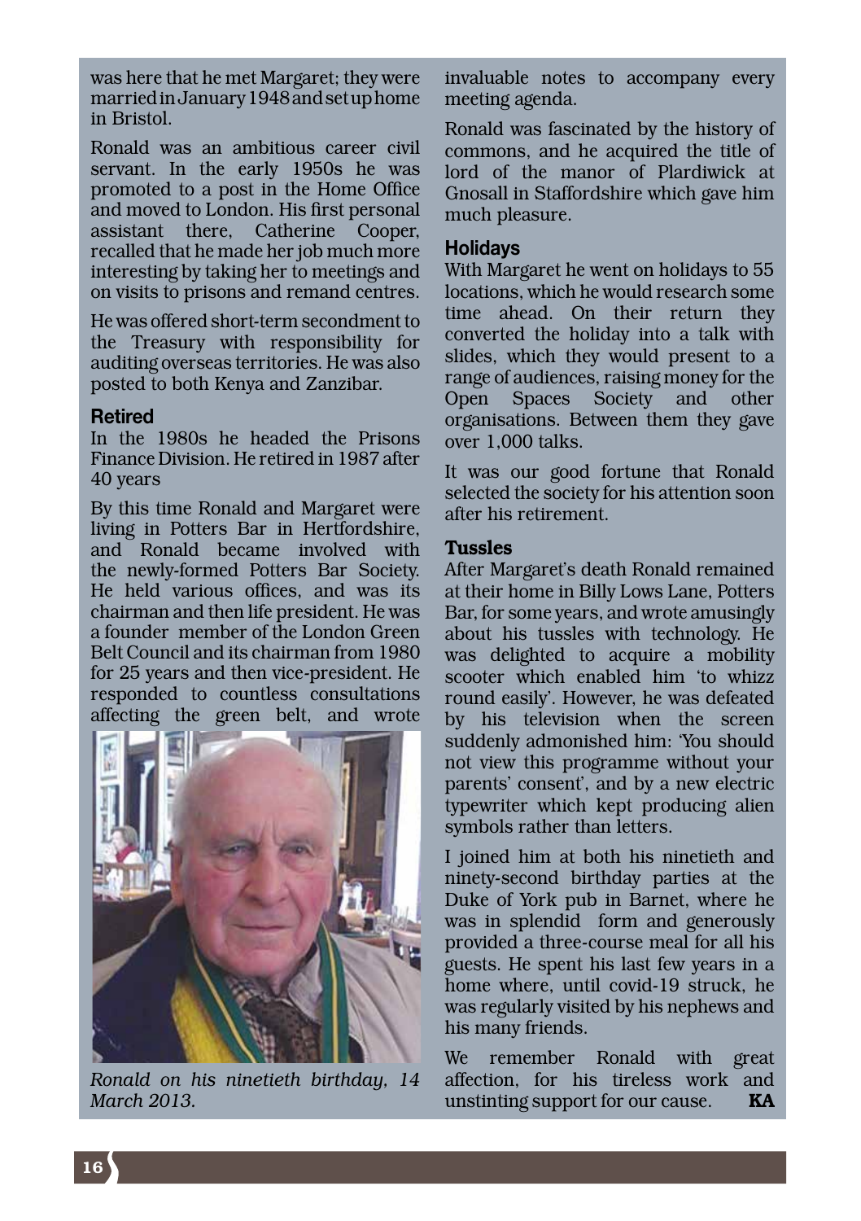was here that he met Margaret; they were married in January 1948 and set up home in Bristol.

Ronald was an ambitious career civil servant. In the early 1950s he was promoted to a post in the Home Office and moved to London. His first personal assistant there, Catherine Cooper, recalled that he made her job much more interesting by taking her to meetings and on visits to prisons and remand centres.

He was offered short-term secondment to the Treasury with responsibility for auditing overseas territories. He was also posted to both Kenya and Zanzibar.

### Retired

In the 1980s he headed the Prisons Finance Division. He retired in 1987 after 40 years

By this time Ronald and Margaret were living in Potters Bar in Hertfordshire, and Ronald became involved with the newly-formed Potters Bar Society. He held various offices, and was its chairman and then life president. He was a founder member of the London Green Belt Council and its chairman from 1980 for 25 years and then vice-president. He responded to countless consultations affecting the green belt, and wrote invaluable notes to accompany every meeting agenda.

*Ronald on his ninetieth birthday, 14 March 2013.*

Ronald was fascinated by the history of commons, and he acquired the title of lord of the manor of Plardiwick at Gnosall in Staffordshire which gave him much pleasure.

### Holidays

With Margaret he went on holidays to 55 locations, which he would research some time ahead. On their return they converted the holiday into a talk with slides, which they would present to a range of audiences, raising money for the Open Spaces Society and other organisations. Between them they gave over 1,000 talks.

It was our good fortune that Ronald selected the society for his attention soon after his retirement.

### Tussles

After Margaret's death Ronald remained at their home in Billy Lows Lane, Potters Bar, for some years, and wrote amusingly about his tussles with technology. He was delighted to acquire a mobility scooter which enabled him 'to whizz round easily'. However, he was defeated by his television when the screen suddenly admonished him: 'You should not view this programme without your parents' consent', and by a new electric typewriter which kept producing alien symbols rather than letters.

I joined him at both his ninetieth and ninety-second birthday parties at the Duke of York pub in Barnet, where he was in splendid form and generously provided a three-course meal for all his guests. He spent his last few years in a home where, until covid-19 struck, he was regularly visited by his nephews and his many friends.

We remember Ronald with great affection, for his tireless work and unstinting support for our cause. **KA**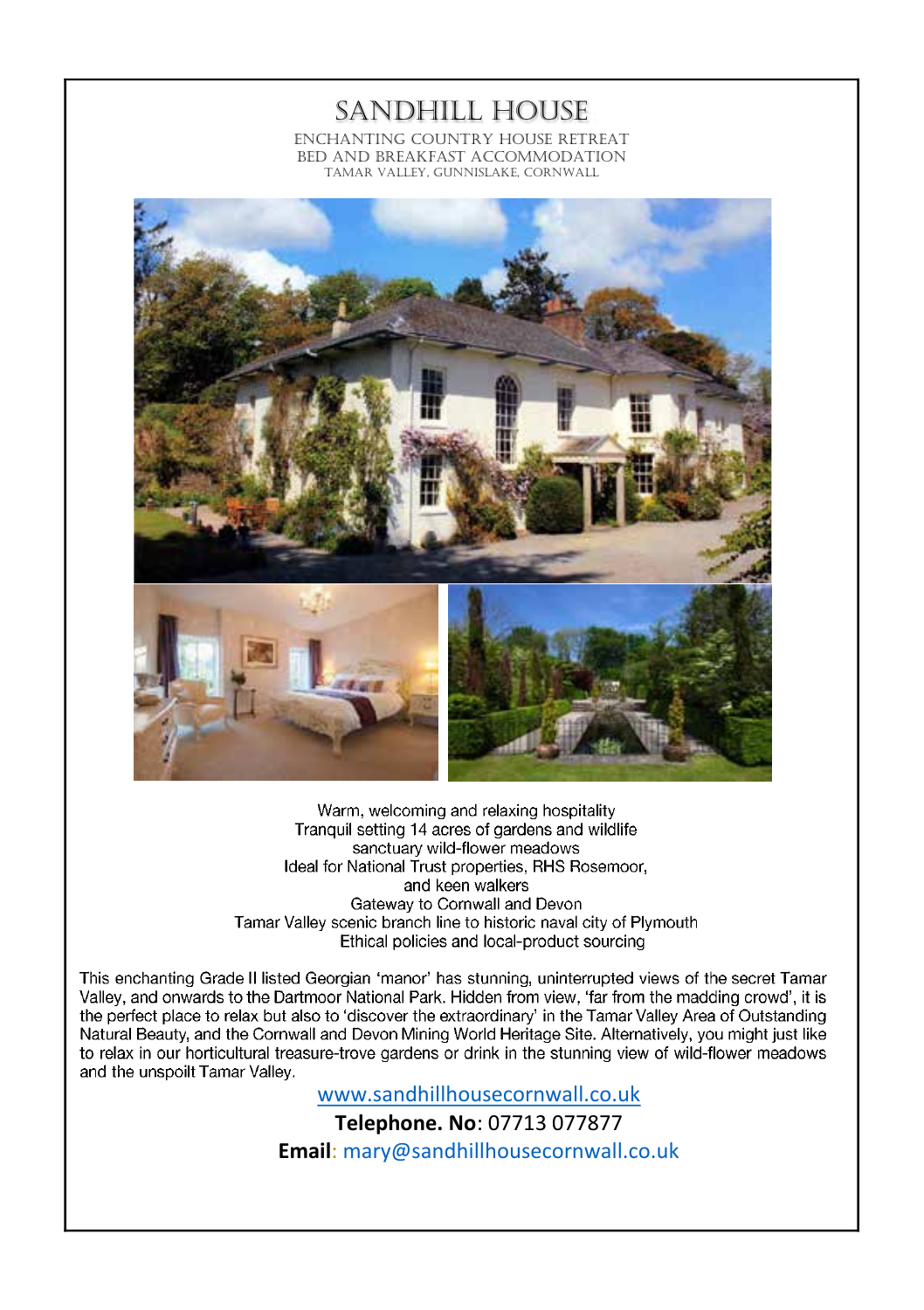# SANDHILL HOUSE

ENCHANTING COUNTRY HOUSE RETREAT
BED AND BREAKFAST ACCOMMODATION
TAMAR VALLEY, GUNNISLAKE, CORNWALL

Warm, welcoming and relaxing hospitality
Tranquil setting 14 acres of gardens and wildlife sanctuary wild-flower meadows
Ideal for National Trust properties, RHS Rosemoor, and keen walkers
Gateway to Cornwall and Devon
Tamar Valley scenic branch line to historic naval city of Plymouth
Ethical policies and local-product sourcing

This enchanting Grade II listed Georgian 'manor' has stunning, uninterrupted views of the secret Tamar Valley, and onwards to the Dartmoor National Park. Hidden from view, 'far from the madding crowd', it is the perfect place to relax but also to 'discover the extraordinary' in the Tamar Valley Area of Outstanding Natural Beauty, and the Cornwall and Devon Mining World Heritage Site. Alternatively, you might just like to relax in our horticultural treasure-trove gardens or drink in the stunning view of wild-flower meadows and the unspoilt Tamar Valley.

www.sandhillhousecornwall.co.uk

**Telephone. No**: 07713 077877

**Email**: mary@sandhillhousecornwall.co.uk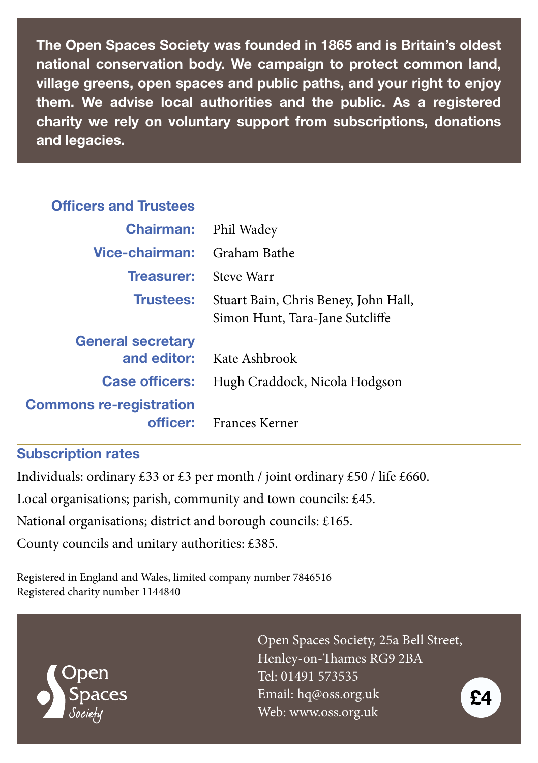**The Open Spaces Society was founded in 1865 and is Britain's oldest national conservation body. We campaign to protect common land, village greens, open spaces and public paths, and your right to enjoy them. We advise local authorities and the public. As a registered charity we rely on voluntary support from subscriptions, donations and legacies.**

## Officers and Trustees

**Chairman:** Phil Wadey

**Vice-chairman:** Graham Bathe

**Treasurer:** Steve Warr

**Trustees:** Stuart Bain, Chris Beney, John Hall, Simon Hunt, Tara-Jane Sutcliffe

**General secretary and editor:** Kate Ashbrook

**Case officers:** Hugh Craddock, Nicola Hodgson

**Commons re-registration officer:** Frances Kerner

## Subscription rates

Individuals: ordinary £33 or £3 per month / joint ordinary £50 / life £660.

Local organisations; parish, community and town councils: £45.

National organisations; district and borough councils: £165.

County councils and unitary authorities: £385.

Registered in England and Wales, limited company number 7846516
Registered charity number 1144840

Open Spaces Society

Open Spaces Society, 25a Bell Street,
Henley-on-Thames RG9 2BA
Tel: 01491 573535
Email: hq@oss.org.uk
Web: www.oss.org.uk

£4